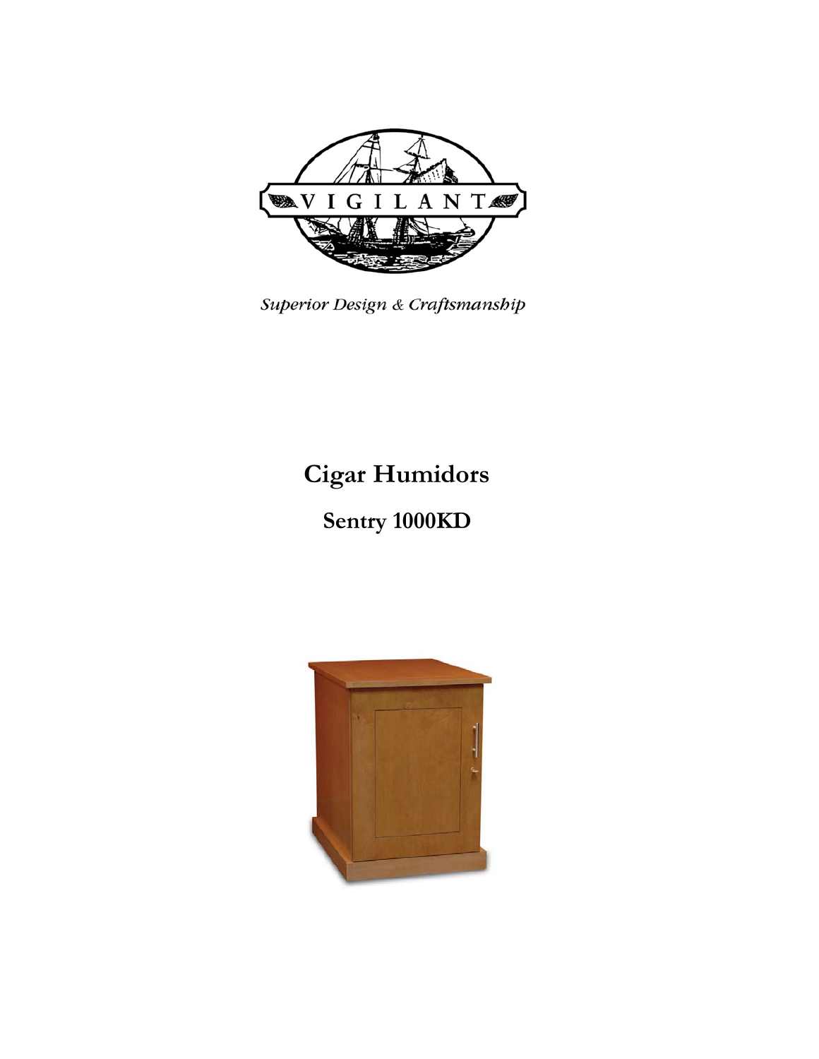VIGILANT

*Superior Design & Craftsmanship*

# Cigar Humidors

## Sentry 1000KD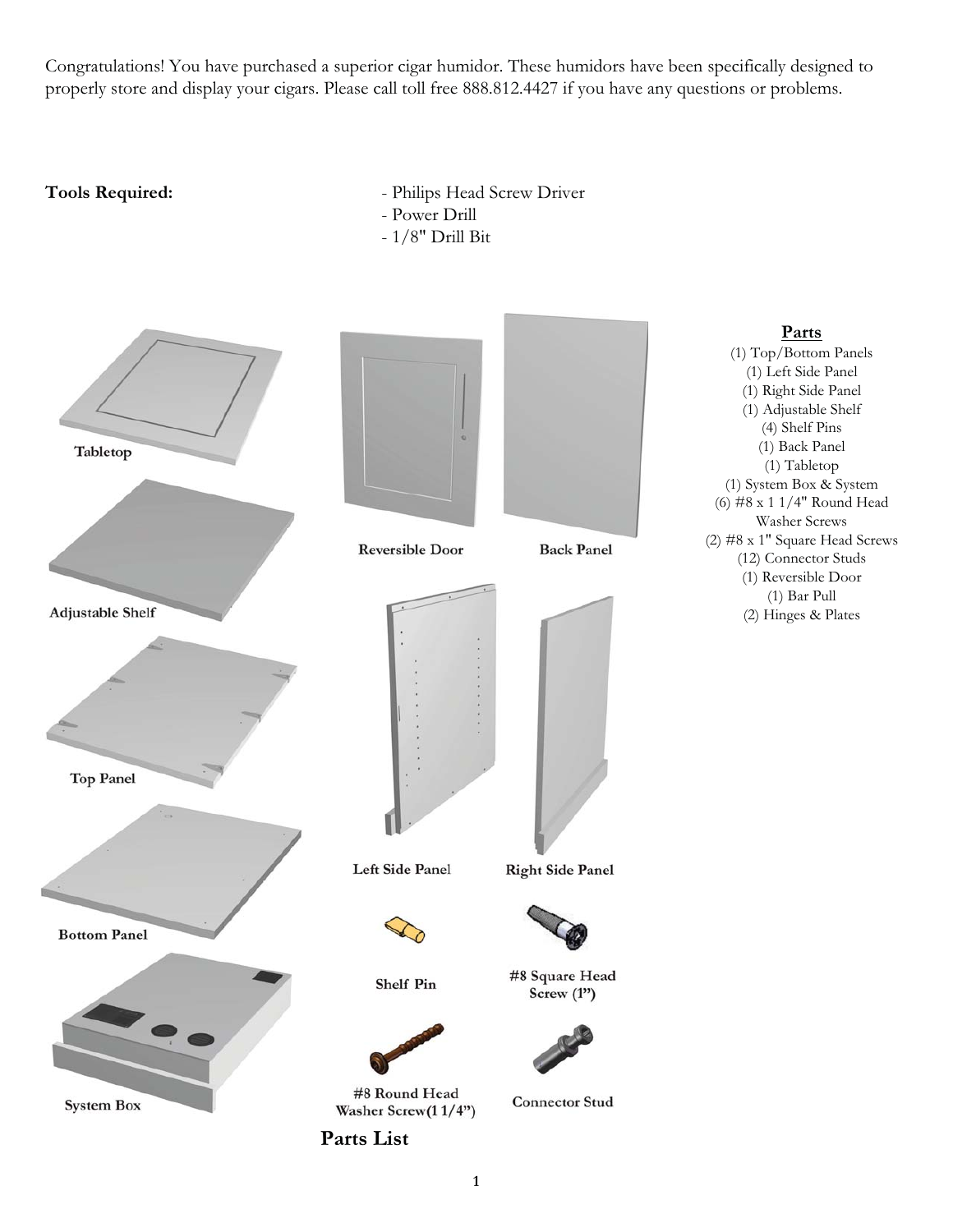Congratulations! You have purchased a superior cigar humidor. These humidors have been specifically designed to properly store and display your cigars. Please call toll free 888.812.4427 if you have any questions or problems.

**Tools Required:**

- Philips Head Screw Driver
- Power Drill
- 1/8" Drill Bit

Tabletop

Adjustable Shelf

Top Panel

Bottom Panel

System Box

Reversible Door

Back Panel

Left Side Panel

Right Side Panel

Shelf Pin

#8 Square Head Screw (1")

#8 Round Head Washer Screw(1 1/4")

Connector Stud

**Parts**

(1) Top/Bottom Panels
(1) Left Side Panel
(1) Right Side Panel
(1) Adjustable Shelf
(4) Shelf Pins
(1) Back Panel
(1) Tabletop
(1) System Box & System
(6) #8 x 1 1/4" Round Head Washer Screws
(2) #8 x 1" Square Head Screws
(12) Connector Studs
(1) Reversible Door
(1) Bar Pull
(2) Hinges & Plates

## Parts List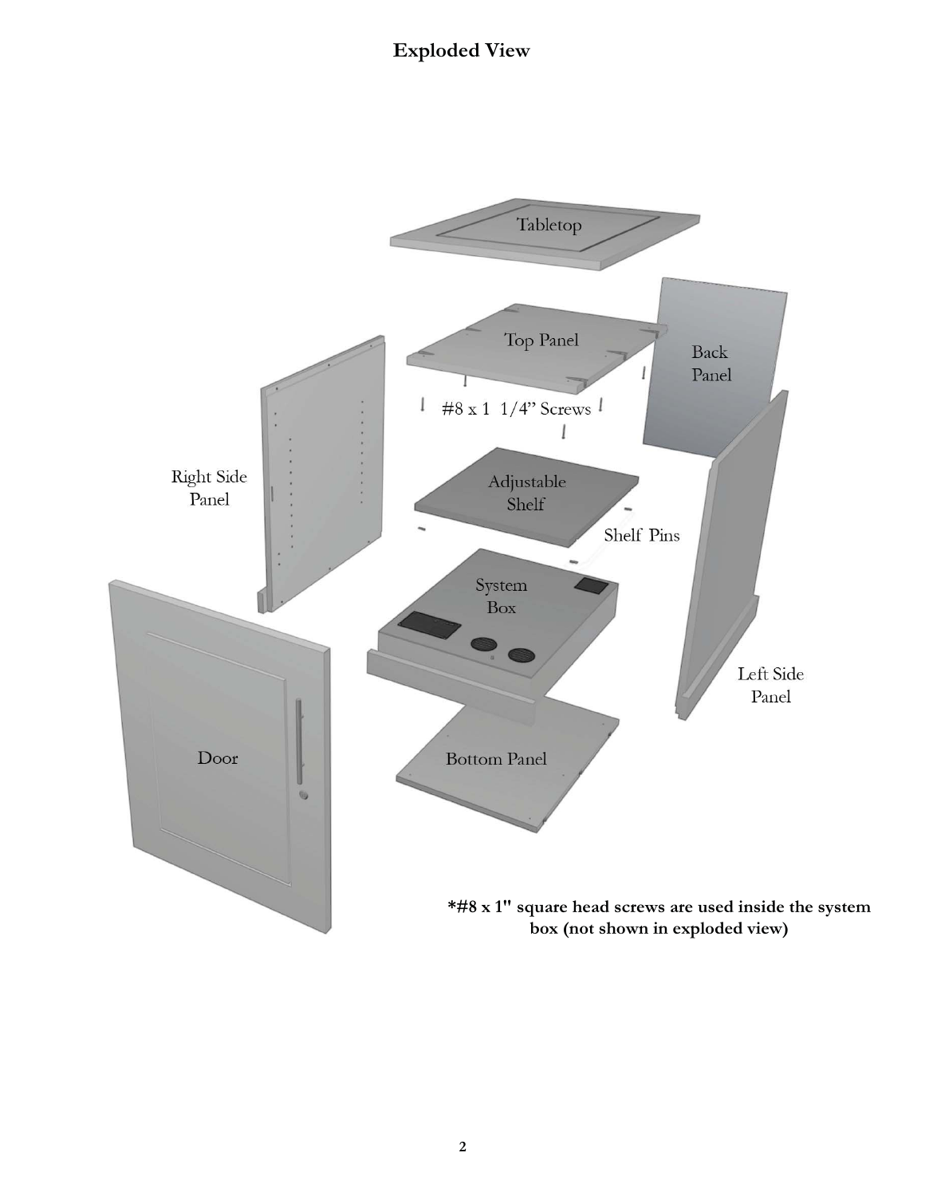# Exploded View

Tabletop

Top Panel

Back Panel

#8 x 1 1/4" Screws

Right Side Panel

Adjustable Shelf

Shelf Pins

System Box

Left Side Panel

Door

Bottom Panel

**\*#8 x 1" square head screws are used inside the system box (not shown in exploded view)**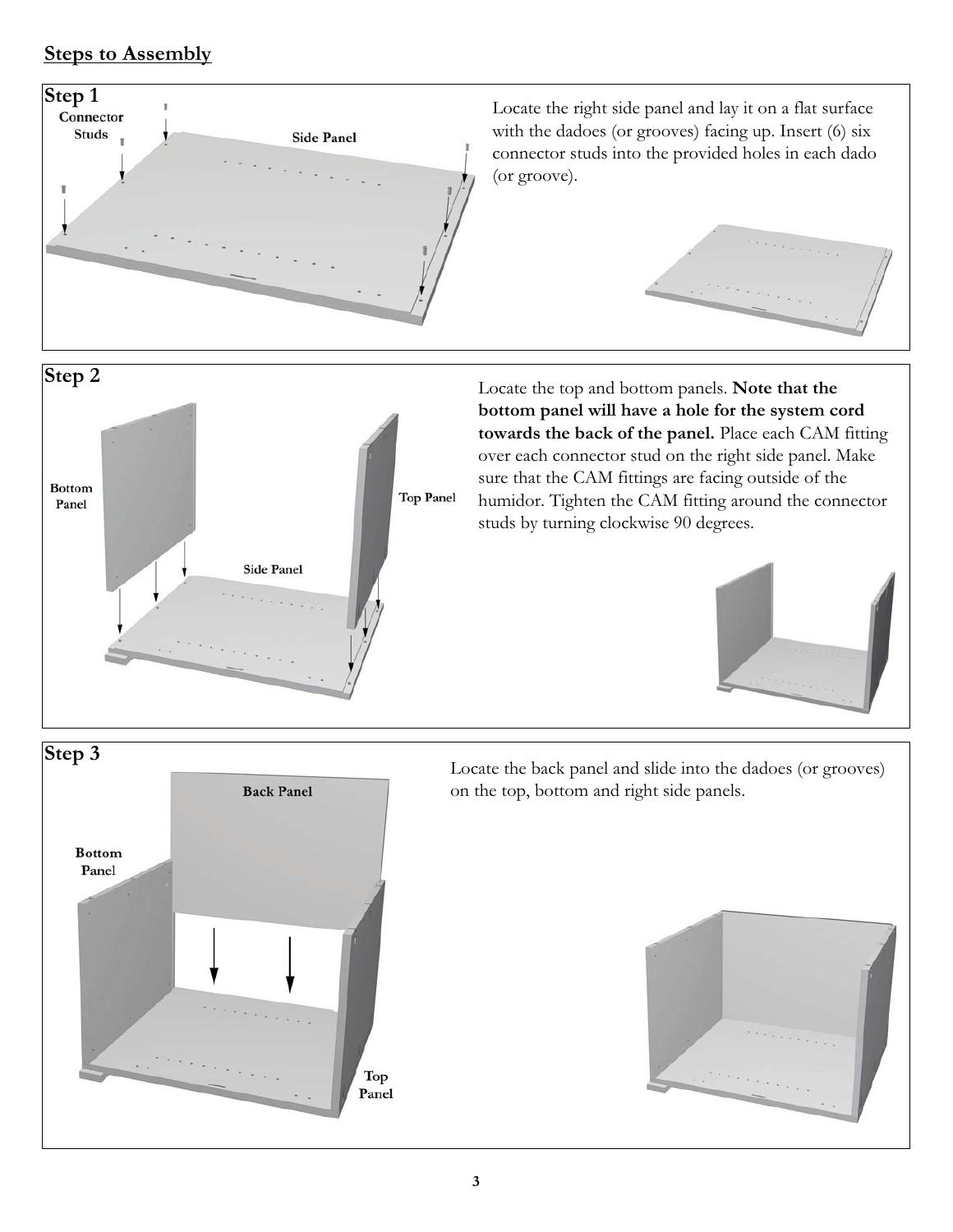## Steps to Assembly

### Step 1

Locate the right side panel and lay it on a flat surface with the dadoes (or grooves) facing up. Insert (6) six connector studs into the provided holes in each dado (or groove).

### Step 2

Locate the top and bottom panels. **Note that the bottom panel will have a hole for the system cord towards the back of the panel.** Place each CAM fitting over each connector stud on the right side panel. Make sure that the CAM fittings are facing outside of the humidor. Tighten the CAM fitting around the connector studs by turning clockwise 90 degrees.

### Step 3

Locate the back panel and slide into the dadoes (or grooves) on the top, bottom and right side panels.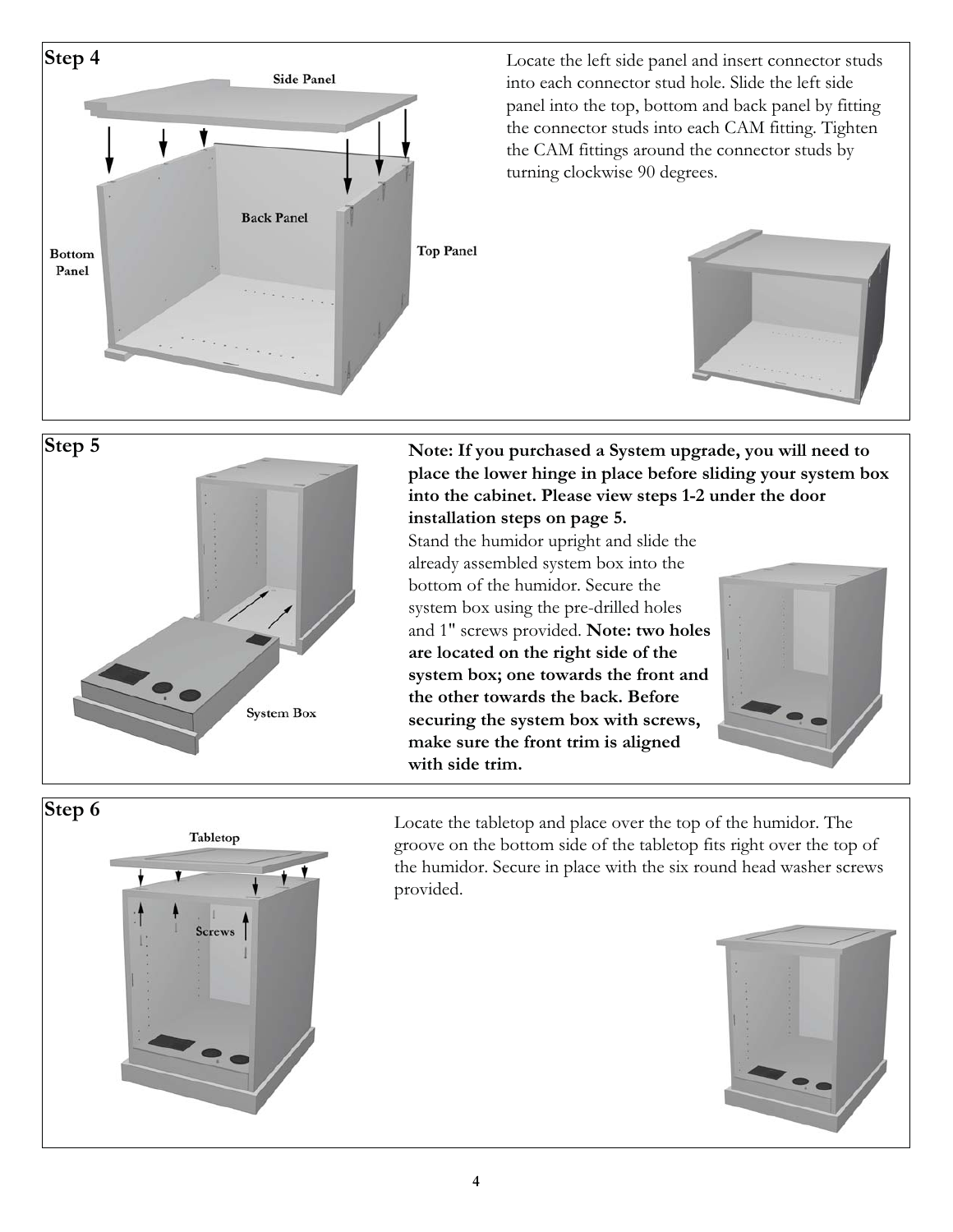## Step 4

Locate the left side panel and insert connector studs into each connector stud hole. Slide the left side panel into the top, bottom and back panel by fitting the connector studs into each CAM fitting. Tighten the CAM fittings around the connector studs by turning clockwise 90 degrees.

## Step 5

**Note: If you purchased a System upgrade, you will need to place the lower hinge in place before sliding your system box into the cabinet. Please view steps 1-2 under the door installation steps on page 5.**

Stand the humidor upright and slide the already assembled system box into the bottom of the humidor. Secure the system box using the pre-drilled holes and 1" screws provided. **Note: two holes are located on the right side of the system box; one towards the front and the other towards the back. Before securing the system box with screws, make sure the front trim is aligned with side trim.**

## Step 6

Locate the tabletop and place over the top of the humidor. The groove on the bottom side of the tabletop fits right over the top of the humidor. Secure in place with the six round head washer screws provided.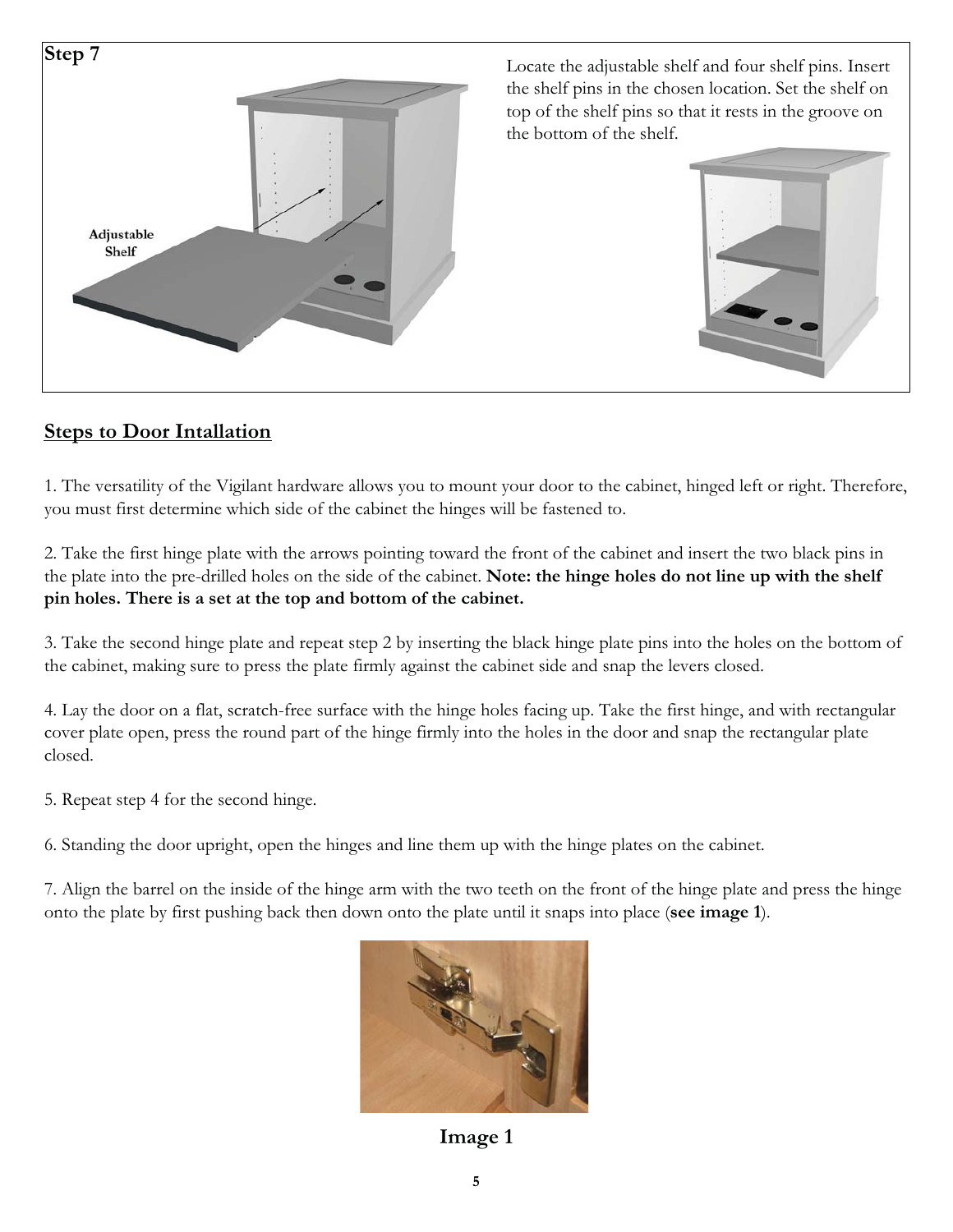**Step 7**

Adjustable Shelf

Locate the adjustable shelf and four shelf pins. Insert the shelf pins in the chosen location. Set the shelf on top of the shelf pins so that it rests in the groove on the bottom of the shelf.

## Steps to Door Intallation

1. The versatility of the Vigilant hardware allows you to mount your door to the cabinet, hinged left or right. Therefore, you must first determine which side of the cabinet the hinges will be fastened to.

2. Take the first hinge plate with the arrows pointing toward the front of the cabinet and insert the two black pins in the plate into the pre-drilled holes on the side of the cabinet. **Note: the hinge holes do not line up with the shelf pin holes. There is a set at the top and bottom of the cabinet.**

3. Take the second hinge plate and repeat step 2 by inserting the black hinge plate pins into the holes on the bottom of the cabinet, making sure to press the plate firmly against the cabinet side and snap the levers closed.

4. Lay the door on a flat, scratch-free surface with the hinge holes facing up. Take the first hinge, and with rectangular cover plate open, press the round part of the hinge firmly into the holes in the door and snap the rectangular plate closed.

5. Repeat step 4 for the second hinge.

6. Standing the door upright, open the hinges and line them up with the hinge plates on the cabinet.

7. Align the barrel on the inside of the hinge arm with the two teeth on the front of the hinge plate and press the hinge onto the plate by first pushing back then down onto the plate until it snaps into place (**see image 1**).

**Image 1**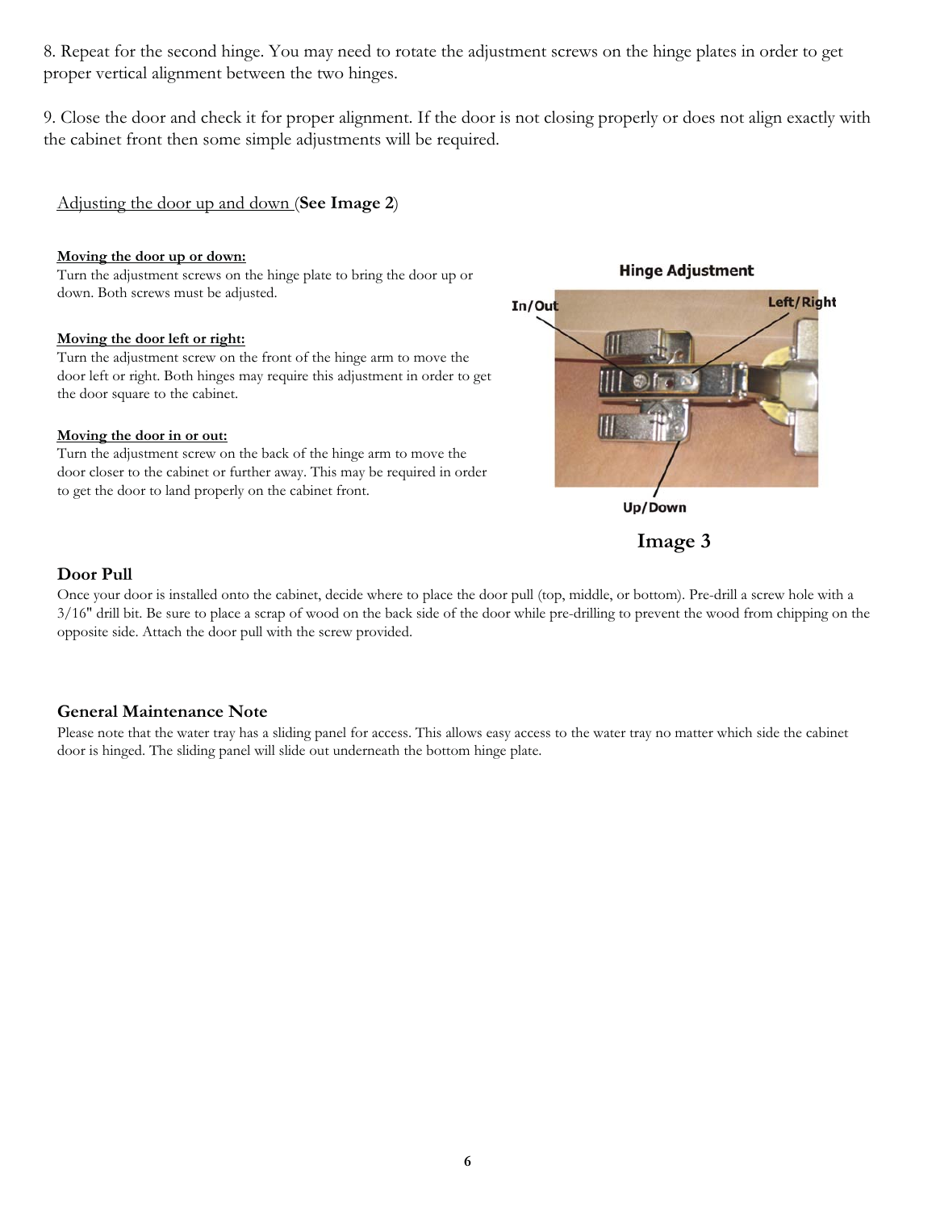8. Repeat for the second hinge. You may need to rotate the adjustment screws on the hinge plates in order to get proper vertical alignment between the two hinges.

9. Close the door and check it for proper alignment. If the door is not closing properly or does not align exactly with the cabinet front then some simple adjustments will be required.

Adjusting the door up and down (**See Image 2**)

**Moving the door up or down:**
Turn the adjustment screws on the hinge plate to bring the door up or down. Both screws must be adjusted.

**Moving the door left or right:**
Turn the adjustment screw on the front of the hinge arm to move the door left or right. Both hinges may require this adjustment in order to get the door square to the cabinet.

**Moving the door in or out:**
Turn the adjustment screw on the back of the hinge arm to move the door closer to the cabinet or further away. This may be required in order to get the door to land properly on the cabinet front.

**Hinge Adjustment**

In/Out

Left/Right

Up/Down

**Image 3**

### Door Pull

Once your door is installed onto the cabinet, decide where to place the door pull (top, middle, or bottom). Pre-drill a screw hole with a 3/16" drill bit. Be sure to place a scrap of wood on the back side of the door while pre-drilling to prevent the wood from chipping on the opposite side. Attach the door pull with the screw provided.

### General Maintenance Note

Please note that the water tray has a sliding panel for access. This allows easy access to the water tray no matter which side the cabinet door is hinged. The sliding panel will slide out underneath the bottom hinge plate.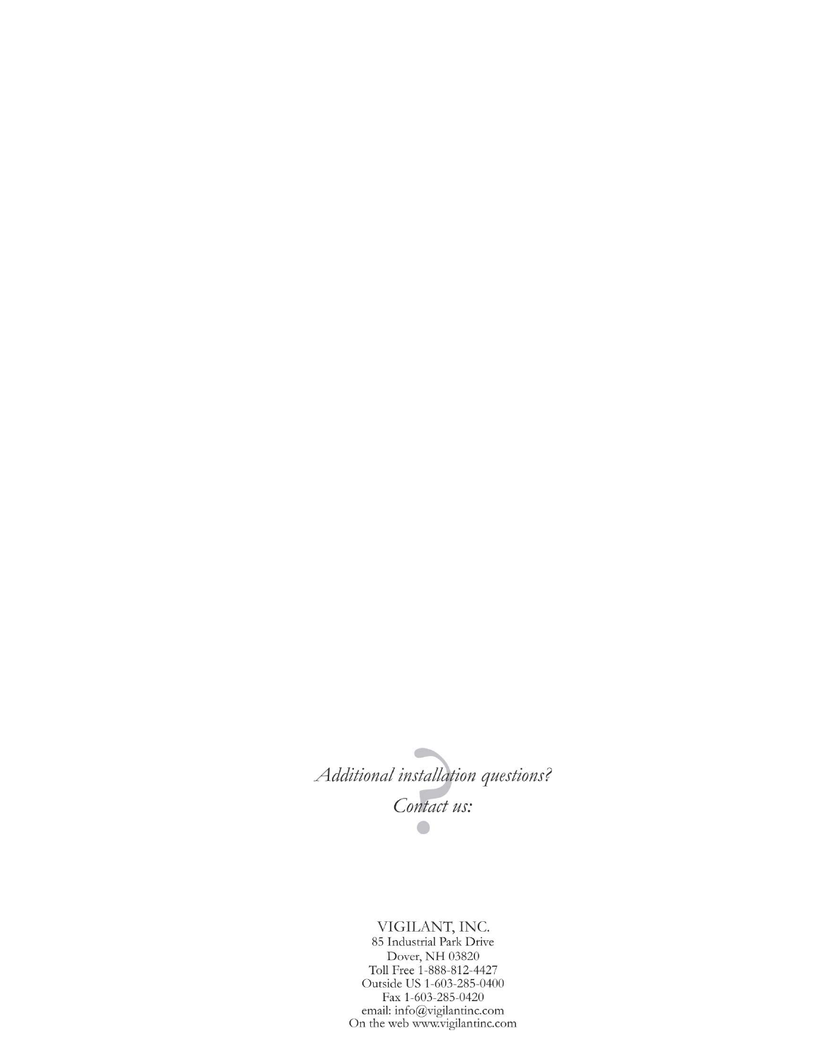*Additional installation questions?*
*Contact us:*

VIGILANT, INC.
85 Industrial Park Drive
Dover, NH 03820
Toll Free 1-888-812-4427
Outside US 1-603-285-0400
Fax 1-603-285-0420
email: info@vigilantinc.com
On the web www.vigilantinc.com